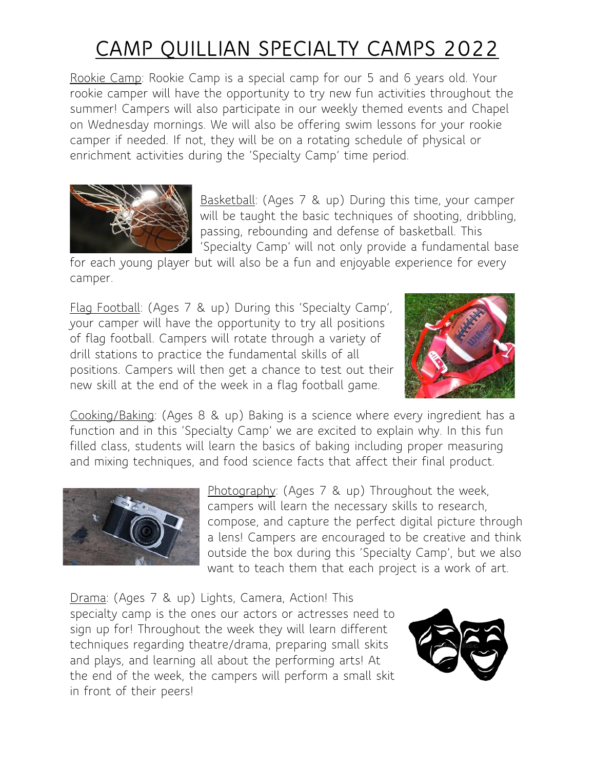# CAMP QUILLIAN SPECIALTY CAMPS 2022

Rookie Camp: Rookie Camp is a special camp for our 5 and 6 years old. Your rookie camper will have the opportunity to try new fun activities throughout the summer! Campers will also participate in our weekly themed events and Chapel on Wednesday mornings. We will also be offering swim lessons for your rookie camper if needed. If not, they will be on a rotating schedule of physical or enrichment activities during the 'Specialty Camp' time period.

Basketball: (Ages 7 & up) During this time, your camper will be taught the basic techniques of shooting, dribbling, passing, rebounding and defense of basketball. This 'Specialty Camp' will not only provide a fundamental base for each young player but will also be a fun and enjoyable experience for every camper.

Flag Football: (Ages 7 & up) During this 'Specialty Camp', your camper will have the opportunity to try all positions of flag football. Campers will rotate through a variety of drill stations to practice the fundamental skills of all positions. Campers will then get a chance to test out their new skill at the end of the week in a flag football game.

Cooking/Baking: (Ages 8 & up) Baking is a science where every ingredient has a function and in this 'Specialty Camp' we are excited to explain why. In this fun filled class, students will learn the basics of baking including proper measuring and mixing techniques, and food science facts that affect their final product.

Photography: (Ages 7 & up) Throughout the week, campers will learn the necessary skills to research, compose, and capture the perfect digital picture through a lens! Campers are encouraged to be creative and think outside the box during this 'Specialty Camp', but we also want to teach them that each project is a work of art.

Drama: (Ages 7 & up) Lights, Camera, Action! This specialty camp is the ones our actors or actresses need to sign up for! Throughout the week they will learn different techniques regarding theatre/drama, preparing small skits and plays, and learning all about the performing arts! At the end of the week, the campers will perform a small skit in front of their peers!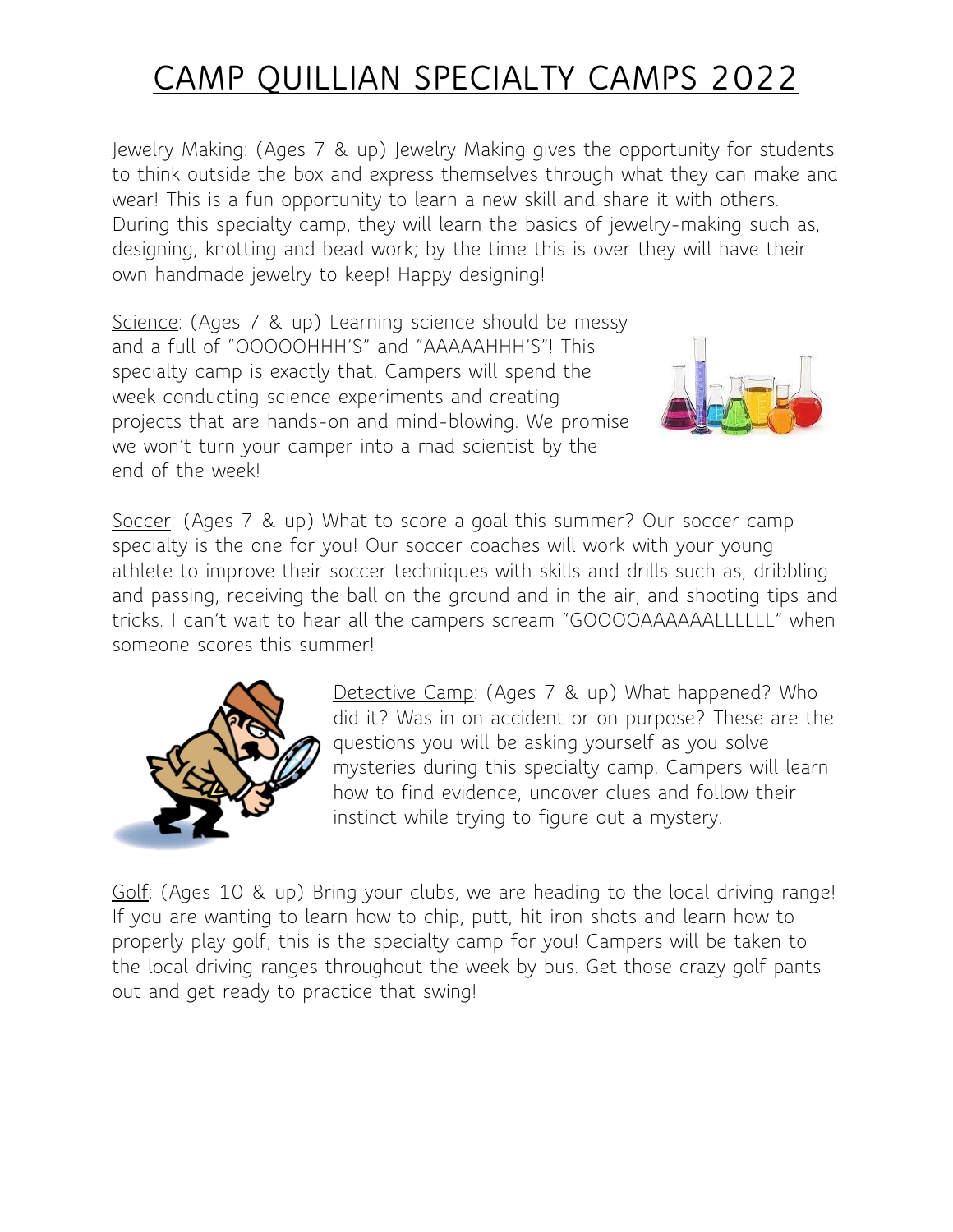# CAMP QUILLIAN SPECIALTY CAMPS 2022

Jewelry Making: (Ages 7 & up) Jewelry Making gives the opportunity for students to think outside the box and express themselves through what they can make and wear! This is a fun opportunity to learn a new skill and share it with others. During this specialty camp, they will learn the basics of jewelry-making such as, designing, knotting and bead work; by the time this is over they will have their own handmade jewelry to keep! Happy designing!

Science: (Ages 7 & up) Learning science should be messy and a full of "OOOOOHHH'S" and "AAAAAHHH'S"! This specialty camp is exactly that. Campers will spend the week conducting science experiments and creating projects that are hands-on and mind-blowing. We promise we won't turn your camper into a mad scientist by the end of the week!

Soccer: (Ages 7 & up) What to score a goal this summer? Our soccer camp specialty is the one for you! Our soccer coaches will work with your young athlete to improve their soccer techniques with skills and drills such as, dribbling and passing, receiving the ball on the ground and in the air, and shooting tips and tricks. I can't wait to hear all the campers scream "GOOOOAAAAAALLLLLL" when someone scores this summer!

Detective Camp: (Ages 7 & up) What happened? Who did it? Was in on accident or on purpose? These are the questions you will be asking yourself as you solve mysteries during this specialty camp. Campers will learn how to find evidence, uncover clues and follow their instinct while trying to figure out a mystery.

Golf: (Ages 10 & up) Bring your clubs, we are heading to the local driving range! If you are wanting to learn how to chip, putt, hit iron shots and learn how to properly play golf; this is the specialty camp for you! Campers will be taken to the local driving ranges throughout the week by bus. Get those crazy golf pants out and get ready to practice that swing!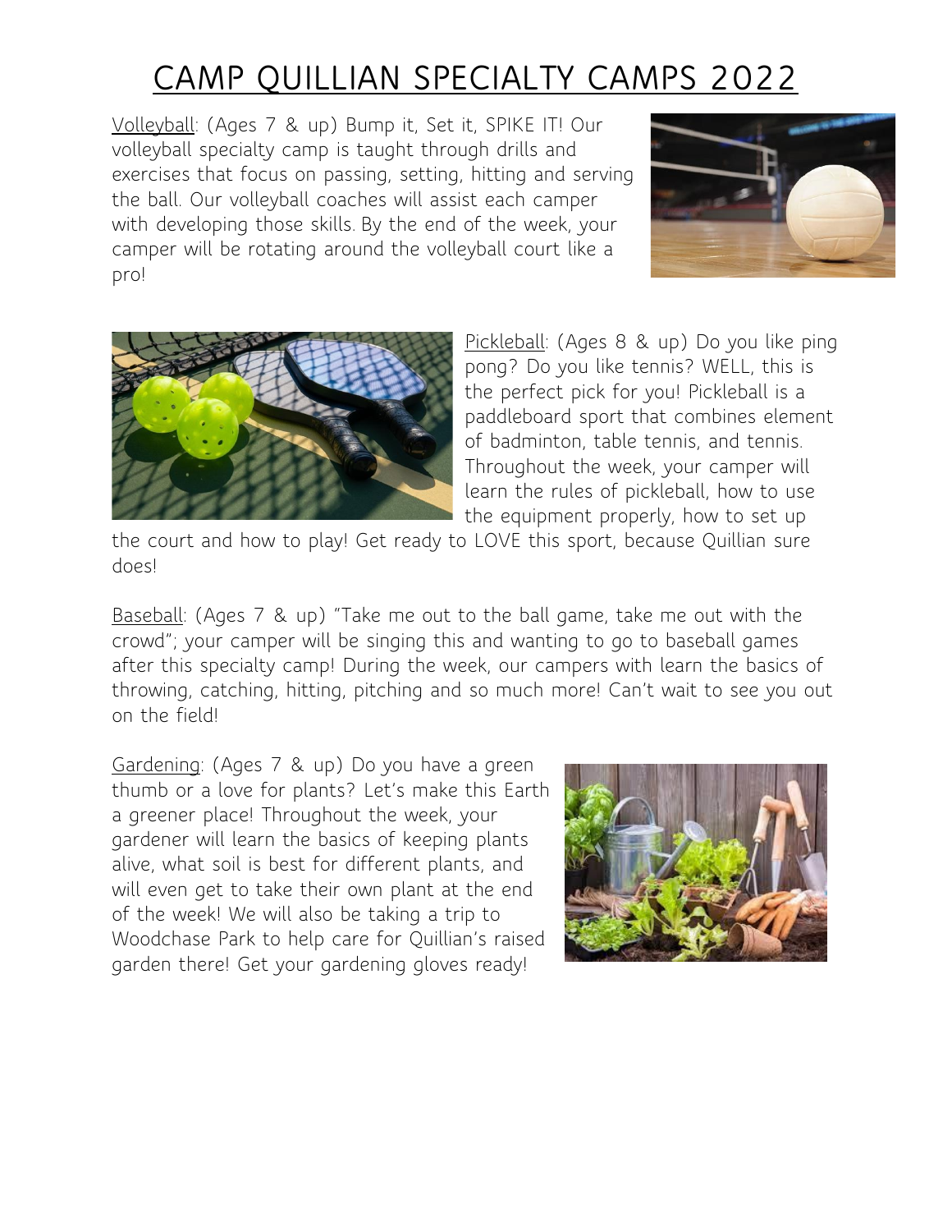# CAMP QUILLIAN SPECIALTY CAMPS 2022

Volleyball: (Ages 7 & up) Bump it, Set it, SPIKE IT! Our volleyball specialty camp is taught through drills and exercises that focus on passing, setting, hitting and serving the ball. Our volleyball coaches will assist each camper with developing those skills. By the end of the week, your camper will be rotating around the volleyball court like a pro!

Pickleball: (Ages 8 & up) Do you like ping pong? Do you like tennis? WELL, this is the perfect pick for you! Pickleball is a paddleboard sport that combines element of badminton, table tennis, and tennis. Throughout the week, your camper will learn the rules of pickleball, how to use the equipment properly, how to set up the court and how to play! Get ready to LOVE this sport, because Quillian sure does!

Baseball: (Ages 7 & up) "Take me out to the ball game, take me out with the crowd"; your camper will be singing this and wanting to go to baseball games after this specialty camp! During the week, our campers with learn the basics of throwing, catching, hitting, pitching and so much more! Can't wait to see you out on the field!

Gardening: (Ages 7 & up) Do you have a green thumb or a love for plants? Let's make this Earth a greener place! Throughout the week, your gardener will learn the basics of keeping plants alive, what soil is best for different plants, and will even get to take their own plant at the end of the week! We will also be taking a trip to Woodchase Park to help care for Quillian's raised garden there! Get your gardening gloves ready!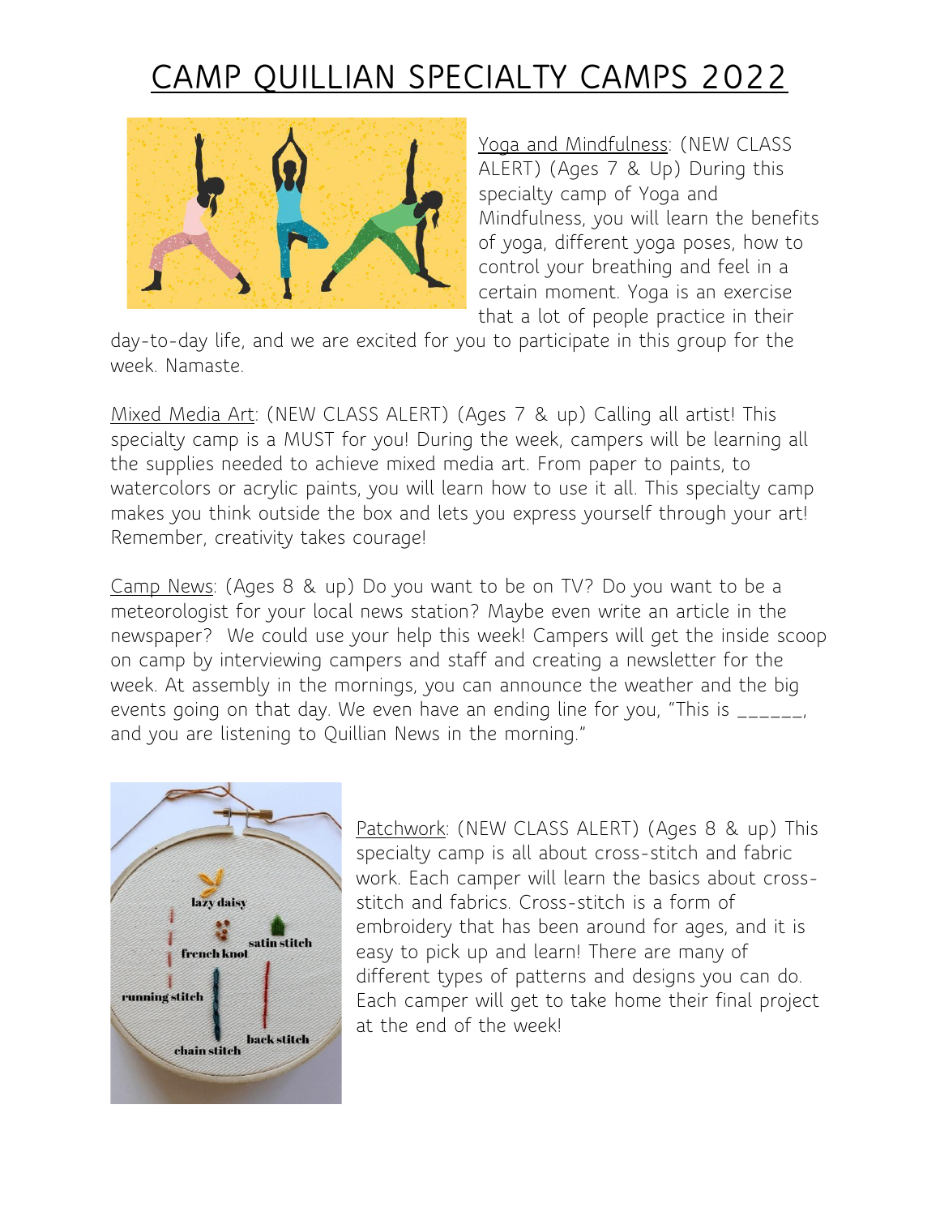# CAMP QUILLIAN SPECIALTY CAMPS 2022

Yoga and Mindfulness: (NEW CLASS ALERT) (Ages 7 & Up) During this specialty camp of Yoga and Mindfulness, you will learn the benefits of yoga, different yoga poses, how to control your breathing and feel in a certain moment. Yoga is an exercise that a lot of people practice in their day-to-day life, and we are excited for you to participate in this group for the week. Namaste.

Mixed Media Art: (NEW CLASS ALERT) (Ages 7 & up) Calling all artist! This specialty camp is a MUST for you! During the week, campers will be learning all the supplies needed to achieve mixed media art. From paper to paints, to watercolors or acrylic paints, you will learn how to use it all. This specialty camp makes you think outside the box and lets you express yourself through your art! Remember, creativity takes courage!

Camp News: (Ages 8 & up) Do you want to be on TV? Do you want to be a meteorologist for your local news station? Maybe even write an article in the newspaper? We could use your help this week! Campers will get the inside scoop on camp by interviewing campers and staff and creating a newsletter for the week. At assembly in the mornings, you can announce the weather and the big events going on that day. We even have an ending line for you, "This is ______, and you are listening to Quillian News in the morning."

Patchwork: (NEW CLASS ALERT) (Ages 8 & up) This specialty camp is all about cross-stitch and fabric work. Each camper will learn the basics about cross-stitch and fabrics. Cross-stitch is a form of embroidery that has been around for ages, and it is easy to pick up and learn! There are many of different types of patterns and designs you can do. Each camper will get to take home their final project at the end of the week!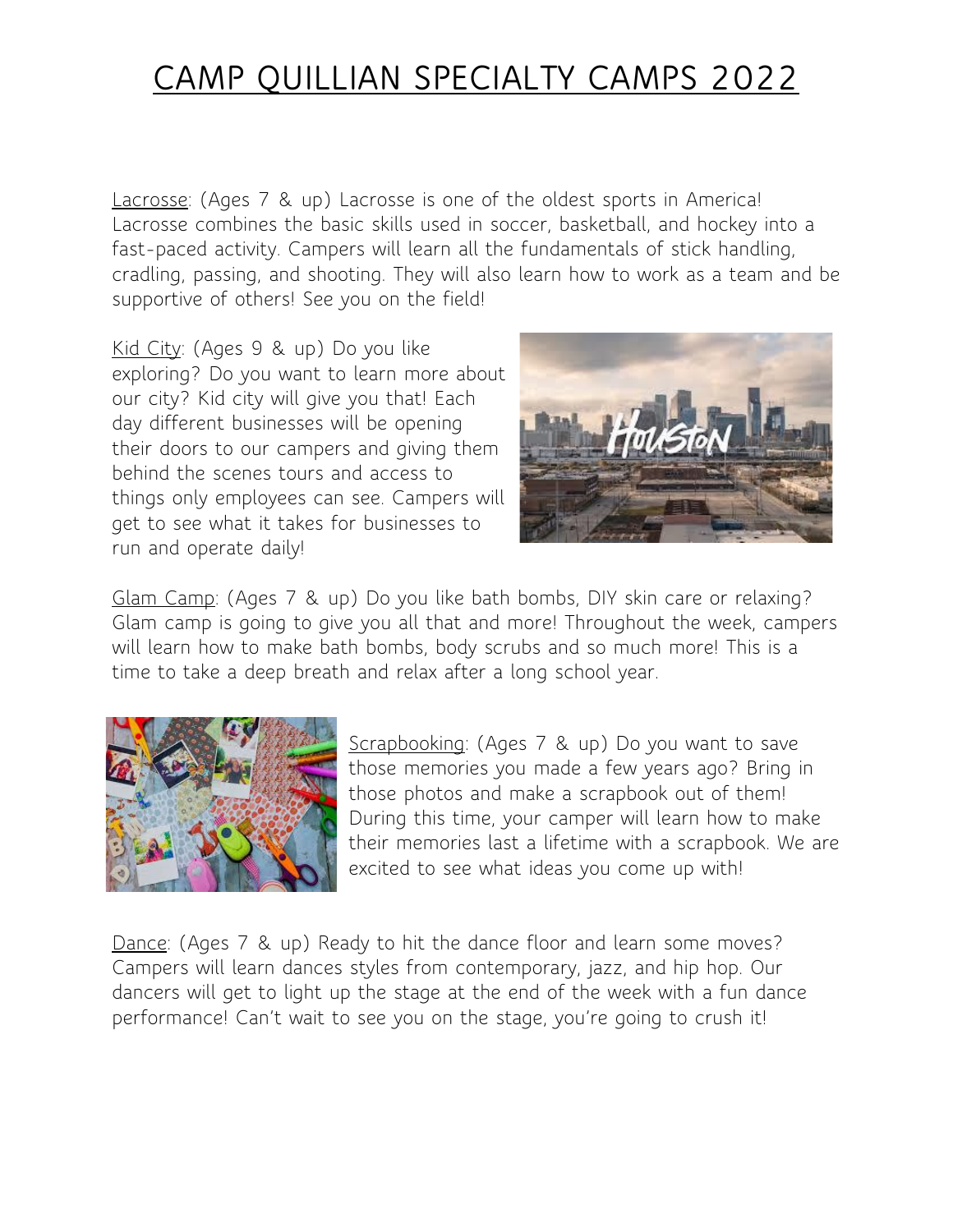# CAMP QUILLIAN SPECIALTY CAMPS 2022

Lacrosse: (Ages 7 & up) Lacrosse is one of the oldest sports in America! Lacrosse combines the basic skills used in soccer, basketball, and hockey into a fast-paced activity. Campers will learn all the fundamentals of stick handling, cradling, passing, and shooting. They will also learn how to work as a team and be supportive of others! See you on the field!

Kid City: (Ages 9 & up) Do you like exploring? Do you want to learn more about our city? Kid city will give you that! Each day different businesses will be opening their doors to our campers and giving them behind the scenes tours and access to things only employees can see. Campers will get to see what it takes for businesses to run and operate daily!

Glam Camp: (Ages 7 & up) Do you like bath bombs, DIY skin care or relaxing? Glam camp is going to give you all that and more! Throughout the week, campers will learn how to make bath bombs, body scrubs and so much more! This is a time to take a deep breath and relax after a long school year.

Scrapbooking: (Ages 7 & up) Do you want to save those memories you made a few years ago? Bring in those photos and make a scrapbook out of them! During this time, your camper will learn how to make their memories last a lifetime with a scrapbook. We are excited to see what ideas you come up with!

Dance: (Ages 7 & up) Ready to hit the dance floor and learn some moves? Campers will learn dances styles from contemporary, jazz, and hip hop. Our dancers will get to light up the stage at the end of the week with a fun dance performance! Can't wait to see you on the stage, you're going to crush it!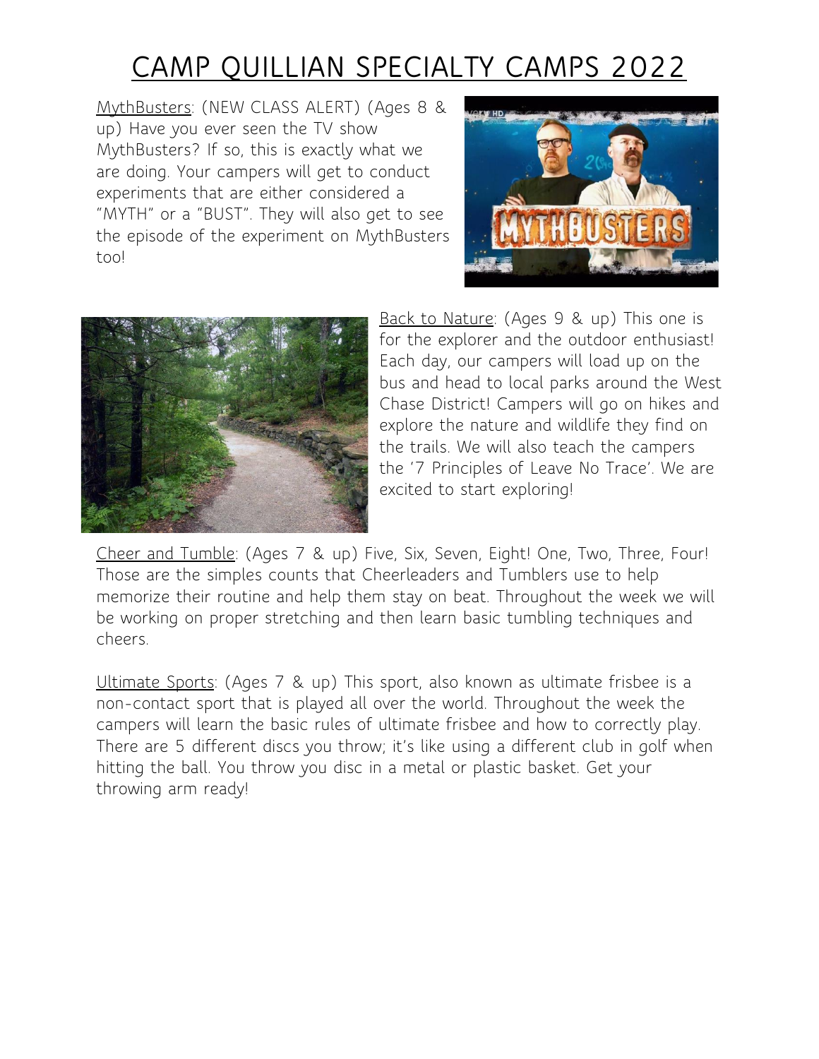# CAMP QUILLIAN SPECIALTY CAMPS 2022

MythBusters: (NEW CLASS ALERT) (Ages 8 & up) Have you ever seen the TV show MythBusters? If so, this is exactly what we are doing. Your campers will get to conduct experiments that are either considered a "MYTH" or a "BUST". They will also get to see the episode of the experiment on MythBusters too!

Back to Nature: (Ages 9 & up) This one is for the explorer and the outdoor enthusiast! Each day, our campers will load up on the bus and head to local parks around the West Chase District! Campers will go on hikes and explore the nature and wildlife they find on the trails. We will also teach the campers the '7 Principles of Leave No Trace'. We are excited to start exploring!

Cheer and Tumble: (Ages 7 & up) Five, Six, Seven, Eight! One, Two, Three, Four! Those are the simples counts that Cheerleaders and Tumblers use to help memorize their routine and help them stay on beat. Throughout the week we will be working on proper stretching and then learn basic tumbling techniques and cheers.

Ultimate Sports: (Ages 7 & up) This sport, also known as ultimate frisbee is a non-contact sport that is played all over the world. Throughout the week the campers will learn the basic rules of ultimate frisbee and how to correctly play. There are 5 different discs you throw; it's like using a different club in golf when hitting the ball. You throw you disc in a metal or plastic basket. Get your throwing arm ready!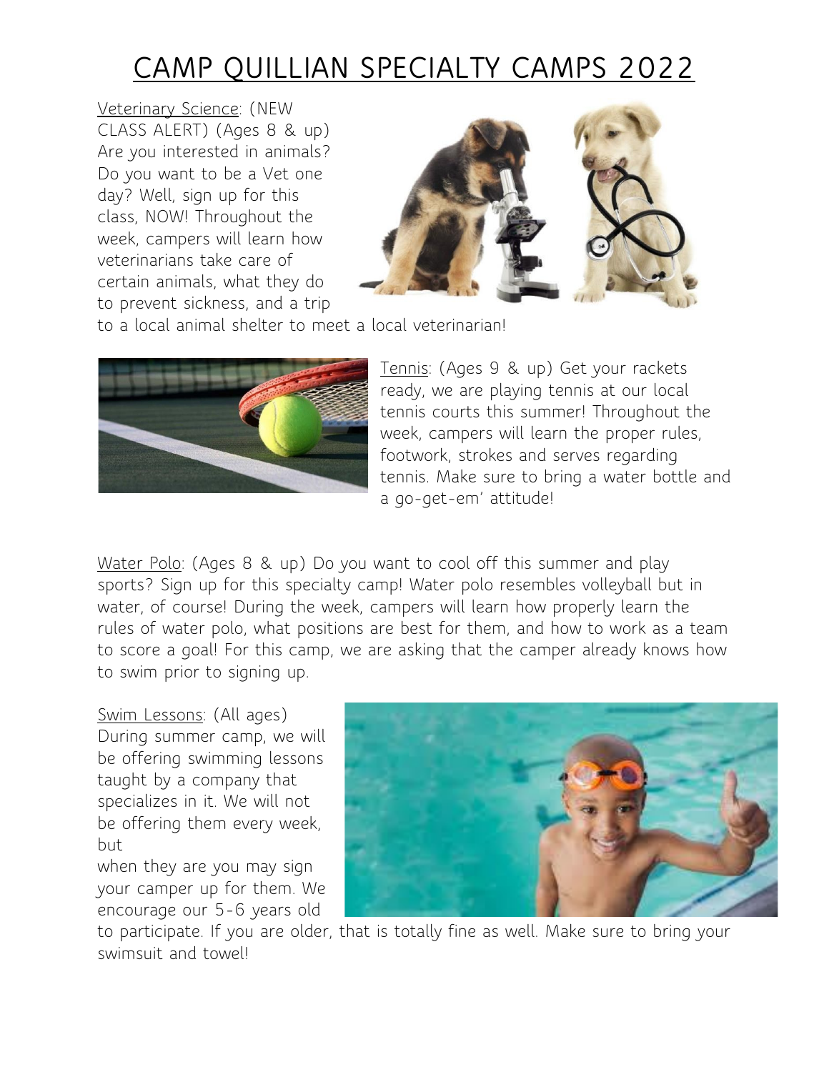# CAMP QUILLIAN SPECIALTY CAMPS 2022

Veterinary Science: (NEW CLASS ALERT) (Ages 8 & up) Are you interested in animals? Do you want to be a Vet one day? Well, sign up for this class, NOW! Throughout the week, campers will learn how veterinarians take care of certain animals, what they do to prevent sickness, and a trip to a local animal shelter to meet a local veterinarian!

Tennis: (Ages 9 & up) Get your rackets ready, we are playing tennis at our local tennis courts this summer! Throughout the week, campers will learn the proper rules, footwork, strokes and serves regarding tennis. Make sure to bring a water bottle and a go-get-em' attitude!

Water Polo: (Ages 8 & up) Do you want to cool off this summer and play sports? Sign up for this specialty camp! Water polo resembles volleyball but in water, of course! During the week, campers will learn how properly learn the rules of water polo, what positions are best for them, and how to work as a team to score a goal! For this camp, we are asking that the camper already knows how to swim prior to signing up.

Swim Lessons: (All ages) During summer camp, we will be offering swimming lessons taught by a company that specializes in it. We will not be offering them every week, but when they are you may sign your camper up for them. We encourage our 5-6 years old to participate. If you are older, that is totally fine as well. Make sure to bring your swimsuit and towel!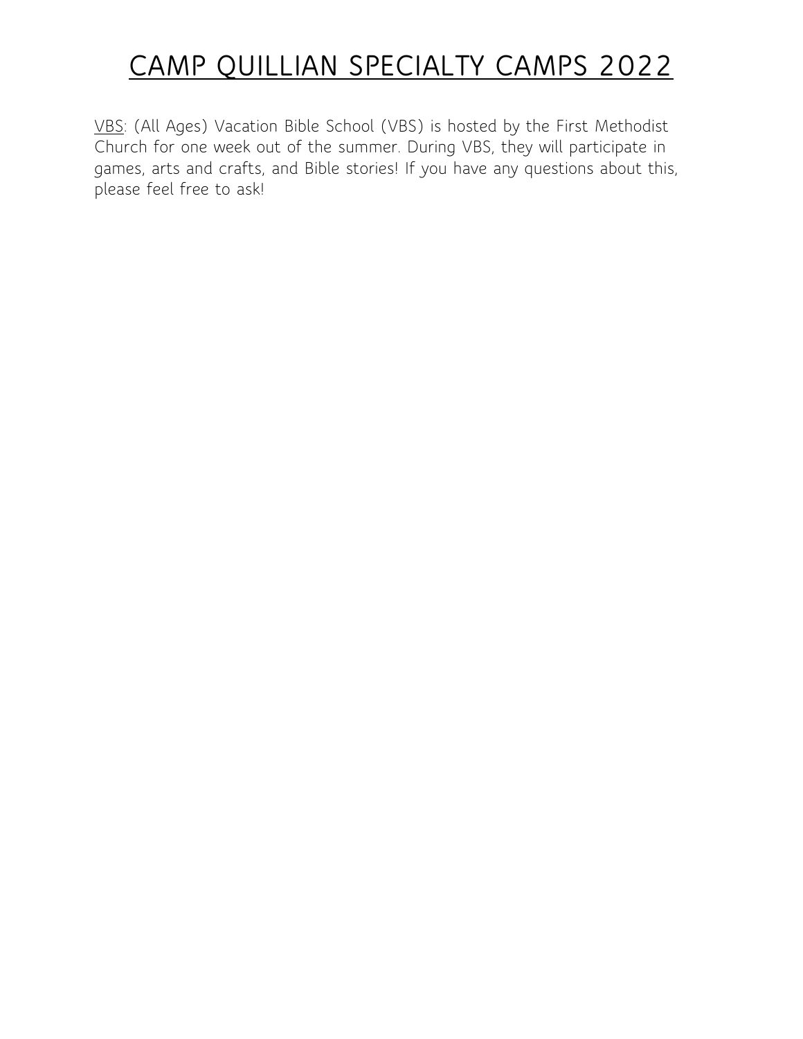# CAMP QUILLIAN SPECIALTY CAMPS 2022

VBS: (All Ages) Vacation Bible School (VBS) is hosted by the First Methodist Church for one week out of the summer. During VBS, they will participate in games, arts and crafts, and Bible stories! If you have any questions about this, please feel free to ask!